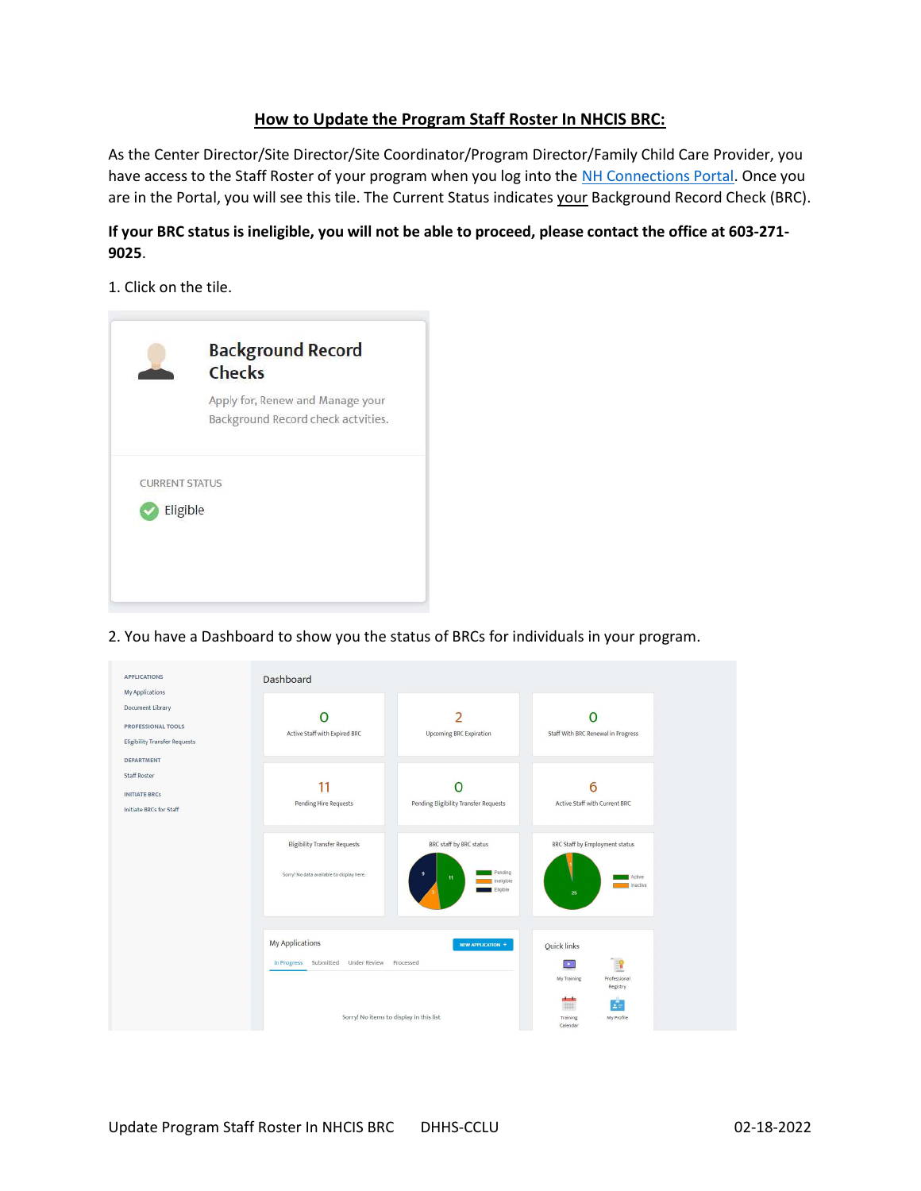# How to Update the Program Staff Roster In NHCIS BRC:

As the Center Director/Site Director/Site Coordinator/Program Director/Family Child Care Provider, you have access to the Staff Roster of your program when you log into the NH Connections Portal. Once you are in the Portal, you will see this tile. The Current Status indicates your Background Record Check (BRC).

**If your BRC status is ineligible, you will not be able to proceed, please contact the office at 603-271-9025.**

1. Click on the tile.

2. You have a Dashboard to show you the status of BRCs for individuals in your program.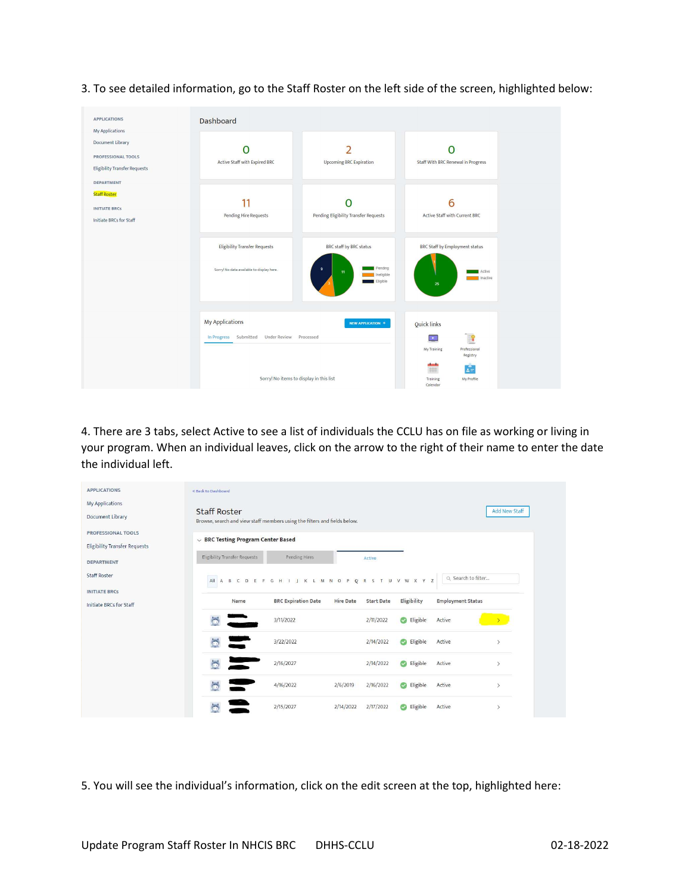3. To see detailed information, go to the Staff Roster on the left side of the screen, highlighted below:

4. There are 3 tabs, select Active to see a list of individuals the CCLU has on file as working or living in your program. When an individual leaves, click on the arrow to the right of their name to enter the date the individual left.

5. You will see the individual's information, click on the edit screen at the top, highlighted here: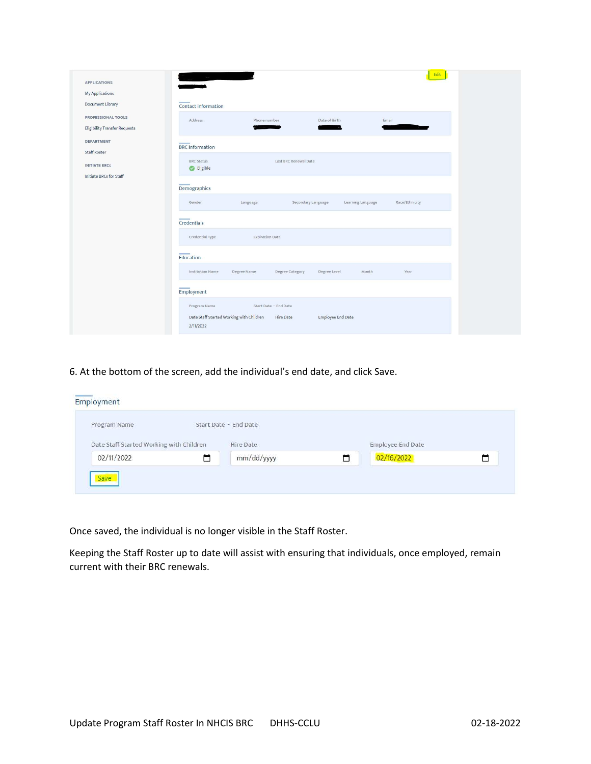6. At the bottom of the screen, add the individual's end date, and click Save.

Once saved, the individual is no longer visible in the Staff Roster.

Keeping the Staff Roster up to date will assist with ensuring that individuals, once employed, remain current with their BRC renewals.